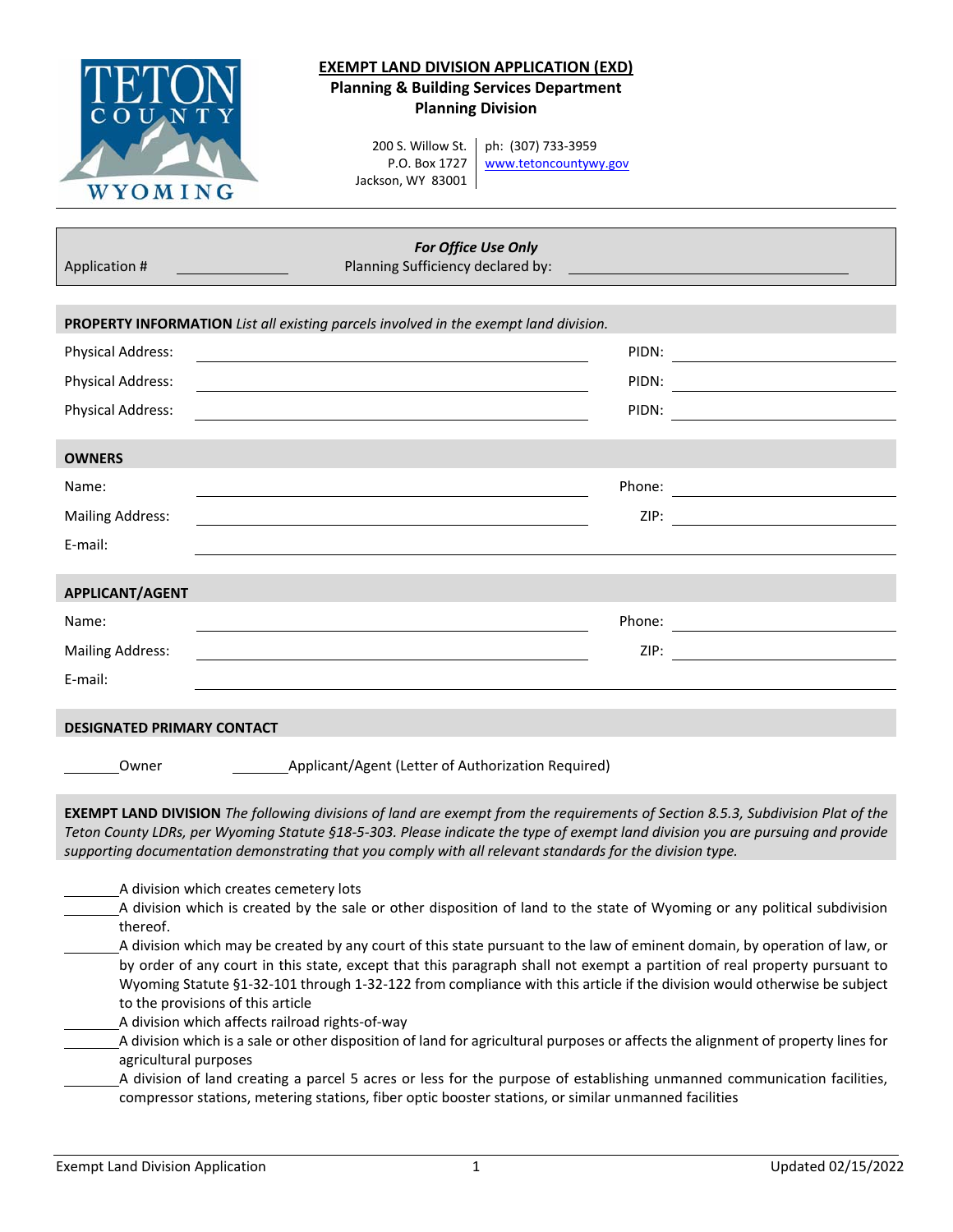TETON COUNTY WYOMING

# EXEMPT LAND DIVISION APPLICATION (EXD)

**Planning & Building Services Department**
**Planning Division**

200 S. Willow St.
P.O. Box 1727
Jackson, WY 83001

ph: (307) 733-3959
www.tetoncountywy.gov

---

***For Office Use Only***

Application # ______________ Planning Sufficiency declared by: ______________________________

**PROPERTY INFORMATION** *List all existing parcels involved in the exempt land division.*

Physical Address: ______________________________ PIDN: ______________

Physical Address: ______________________________ PIDN: ______________

Physical Address: ______________________________ PIDN: ______________

**OWNERS**

Name: ______________________________ Phone: ______________

Mailing Address: ______________________________ ZIP: ______________

E-mail: ______________________________

**APPLICANT/AGENT**

Name: ______________________________ Phone: ______________

Mailing Address: ______________________________ ZIP: ______________

E-mail: ______________________________

**DESIGNATED PRIMARY CONTACT**

_______Owner _______Applicant/Agent (Letter of Authorization Required)

**EXEMPT LAND DIVISION** *The following divisions of land are exempt from the requirements of Section 8.5.3, Subdivision Plat of the Teton County LDRs, per Wyoming Statute §18-5-303. Please indicate the type of exempt land division you are pursuing and provide supporting documentation demonstrating that you comply with all relevant standards for the division type.*

_______A division which creates cemetery lots

_______A division which is created by the sale or other disposition of land to the state of Wyoming or any political subdivision thereof.

_______A division which may be created by any court of this state pursuant to the law of eminent domain, by operation of law, or by order of any court in this state, except that this paragraph shall not exempt a partition of real property pursuant to Wyoming Statute §1-32-101 through 1-32-122 from compliance with this article if the division would otherwise be subject to the provisions of this article

_______A division which affects railroad rights-of-way

_______A division which is a sale or other disposition of land for agricultural purposes or affects the alignment of property lines for agricultural purposes

_______A division of land creating a parcel 5 acres or less for the purpose of establishing unmanned communication facilities, compressor stations, metering stations, fiber optic booster stations, or similar unmanned facilities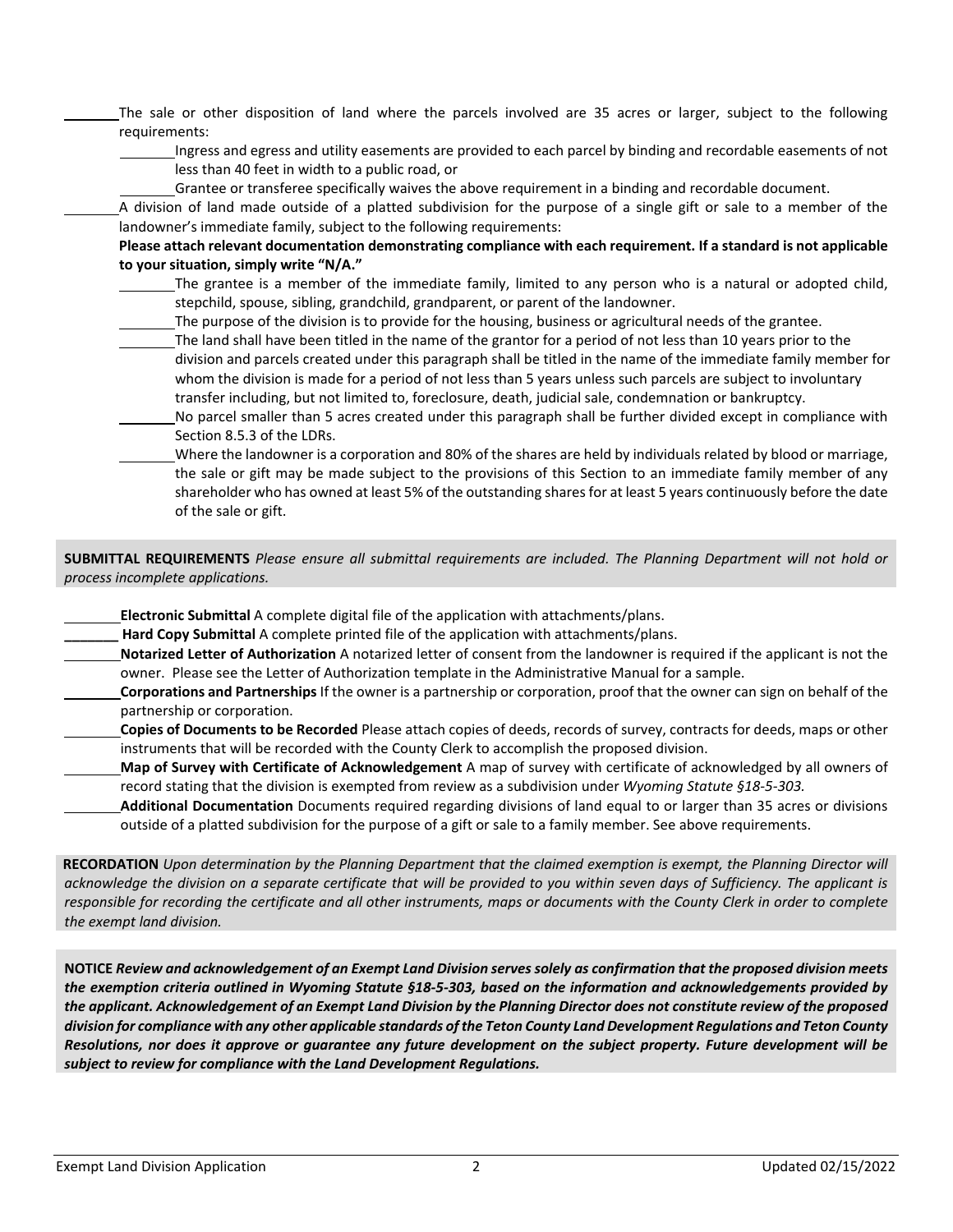_______ The sale or other disposition of land where the parcels involved are 35 acres or larger, subject to the following requirements:

- _______ Ingress and egress and utility easements are provided to each parcel by binding and recordable easements of not less than 40 feet in width to a public road, or
- _______ Grantee or transferee specifically waives the above requirement in a binding and recordable document.

_______ A division of land made outside of a platted subdivision for the purpose of a single gift or sale to a member of the landowner's immediate family, subject to the following requirements:

**Please attach relevant documentation demonstrating compliance with each requirement. If a standard is not applicable to your situation, simply write "N/A."**

- _______ The grantee is a member of the immediate family, limited to any person who is a natural or adopted child, stepchild, spouse, sibling, grandchild, grandparent, or parent of the landowner.
- _______ The purpose of the division is to provide for the housing, business or agricultural needs of the grantee.
- _______ The land shall have been titled in the name of the grantor for a period of not less than 10 years prior to the division and parcels created under this paragraph shall be titled in the name of the immediate family member for whom the division is made for a period of not less than 5 years unless such parcels are subject to involuntary transfer including, but not limited to, foreclosure, death, judicial sale, condemnation or bankruptcy.
- _______ No parcel smaller than 5 acres created under this paragraph shall be further divided except in compliance with Section 8.5.3 of the LDRs.
- _______ Where the landowner is a corporation and 80% of the shares are held by individuals related by blood or marriage, the sale or gift may be made subject to the provisions of this Section to an immediate family member of any shareholder who has owned at least 5% of the outstanding shares for at least 5 years continuously before the date of the sale or gift.

**SUBMITTAL REQUIREMENTS** *Please ensure all submittal requirements are included. The Planning Department will not hold or process incomplete applications.*

_______ **Electronic Submittal** A complete digital file of the application with attachments/plans.

_______ **Hard Copy Submittal** A complete printed file of the application with attachments/plans.

_______ **Notarized Letter of Authorization** A notarized letter of consent from the landowner is required if the applicant is not the owner. Please see the Letter of Authorization template in the Administrative Manual for a sample.

_______ **Corporations and Partnerships** If the owner is a partnership or corporation, proof that the owner can sign on behalf of the partnership or corporation.

_______ **Copies of Documents to be Recorded** Please attach copies of deeds, records of survey, contracts for deeds, maps or other instruments that will be recorded with the County Clerk to accomplish the proposed division.

_______ **Map of Survey with Certificate of Acknowledgement** A map of survey with certificate of acknowledged by all owners of record stating that the division is exempted from review as a subdivision under *Wyoming Statute §18-5-303.*

_______ **Additional Documentation** Documents required regarding divisions of land equal to or larger than 35 acres or divisions outside of a platted subdivision for the purpose of a gift or sale to a family member. See above requirements.

**RECORDATION** *Upon determination by the Planning Department that the claimed exemption is exempt, the Planning Director will acknowledge the division on a separate certificate that will be provided to you within seven days of Sufficiency. The applicant is responsible for recording the certificate and all other instruments, maps or documents with the County Clerk in order to complete the exempt land division.*

**NOTICE** ***Review and acknowledgement of an Exempt Land Division serves solely as confirmation that the proposed division meets the exemption criteria outlined in Wyoming Statute §18-5-303, based on the information and acknowledgements provided by the applicant. Acknowledgement of an Exempt Land Division by the Planning Director does not constitute review of the proposed division for compliance with any other applicable standards of the Teton County Land Development Regulations and Teton County Resolutions, nor does it approve or guarantee any future development on the subject property. Future development will be subject to review for compliance with the Land Development Regulations.***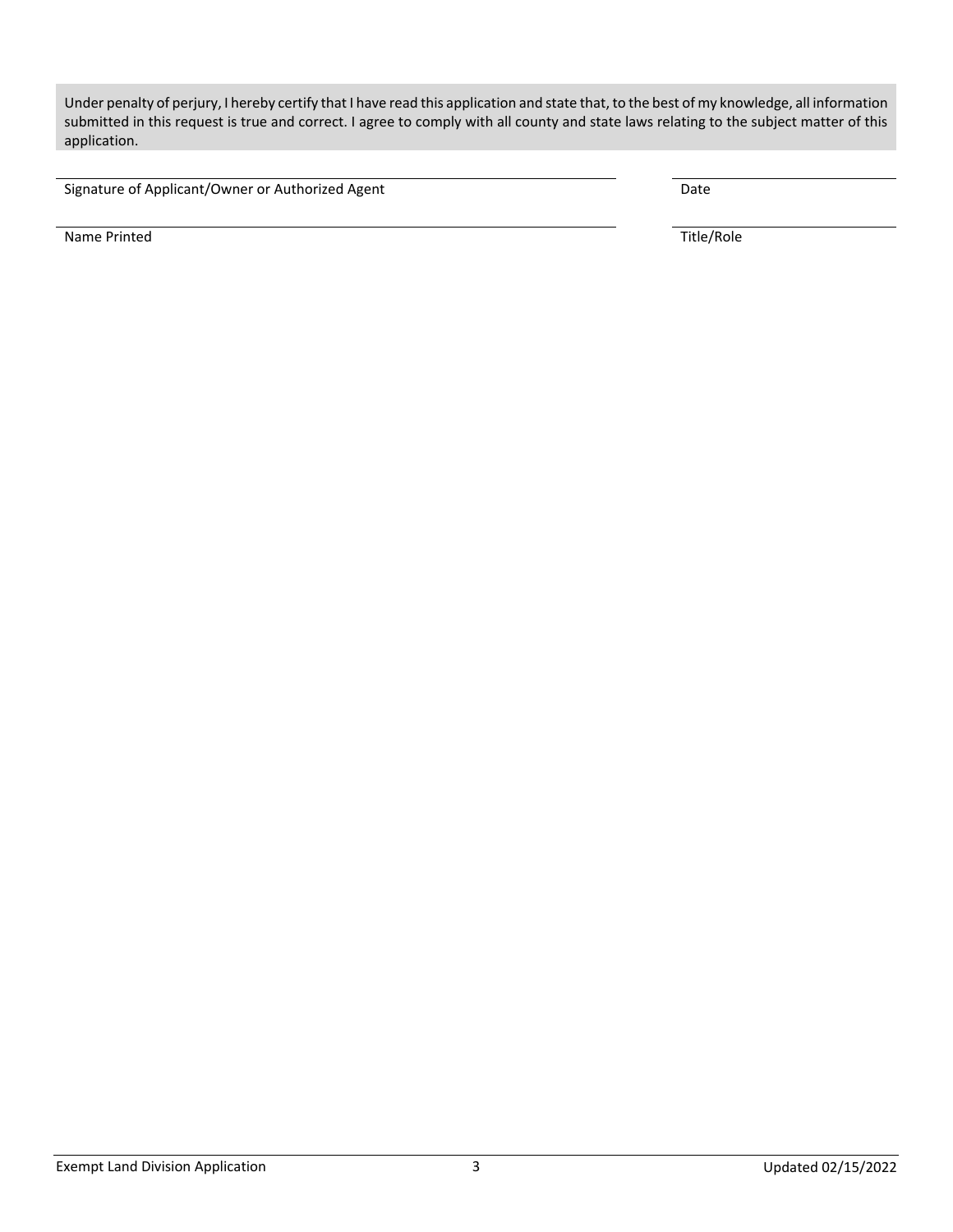Under penalty of perjury, I hereby certify that I have read this application and state that, to the best of my knowledge, all information submitted in this request is true and correct. I agree to comply with all county and state laws relating to the subject matter of this application.

| | |
|---|---|
| Signature of Applicant/Owner or Authorized Agent | Date |
| Name Printed | Title/Role |